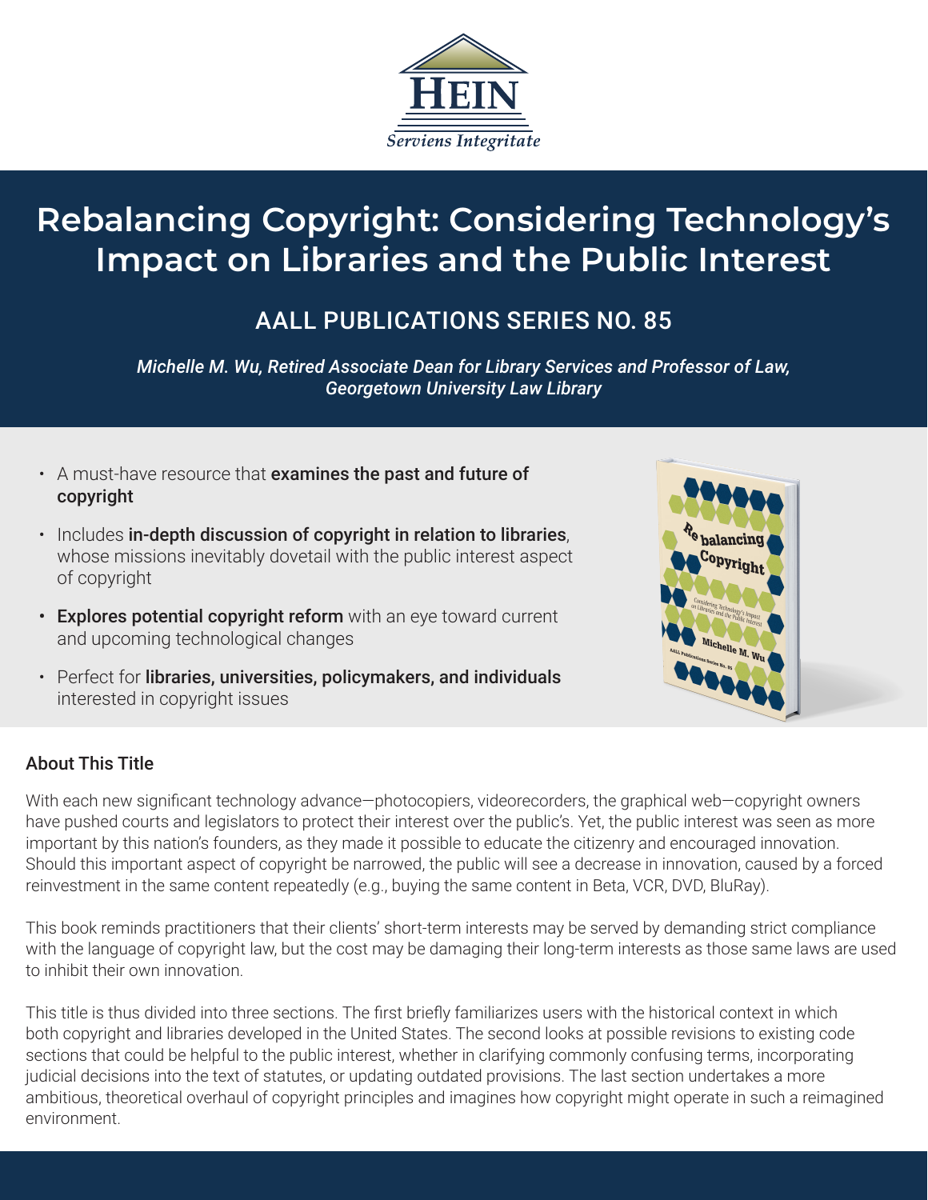HEIN

*Serviens Integritate*

# Rebalancing Copyright: Considering Technology's Impact on Libraries and the Public Interest

## AALL PUBLICATIONS SERIES NO. 85

*Michelle M. Wu, Retired Associate Dean for Library Services and Professor of Law, Georgetown University Law Library*

- A must-have resource that **examines the past and future of copyright**
- Includes **in-depth discussion of copyright in relation to libraries**, whose missions inevitably dovetail with the public interest aspect of copyright
- **Explores potential copyright reform** with an eye toward current and upcoming technological changes
- Perfect for **libraries, universities, policymakers, and individuals** interested in copyright issues

### About This Title

With each new significant technology advance—photocopiers, videorecorders, the graphical web—copyright owners have pushed courts and legislators to protect their interest over the public's. Yet, the public interest was seen as more important by this nation's founders, as they made it possible to educate the citizenry and encouraged innovation. Should this important aspect of copyright be narrowed, the public will see a decrease in innovation, caused by a forced reinvestment in the same content repeatedly (e.g., buying the same content in Beta, VCR, DVD, BluRay).

This book reminds practitioners that their clients' short-term interests may be served by demanding strict compliance with the language of copyright law, but the cost may be damaging their long-term interests as those same laws are used to inhibit their own innovation.

This title is thus divided into three sections. The first briefly familiarizes users with the historical context in which both copyright and libraries developed in the United States. The second looks at possible revisions to existing code sections that could be helpful to the public interest, whether in clarifying commonly confusing terms, incorporating judicial decisions into the text of statutes, or updating outdated provisions. The last section undertakes a more ambitious, theoretical overhaul of copyright principles and imagines how copyright might operate in such a reimagined environment.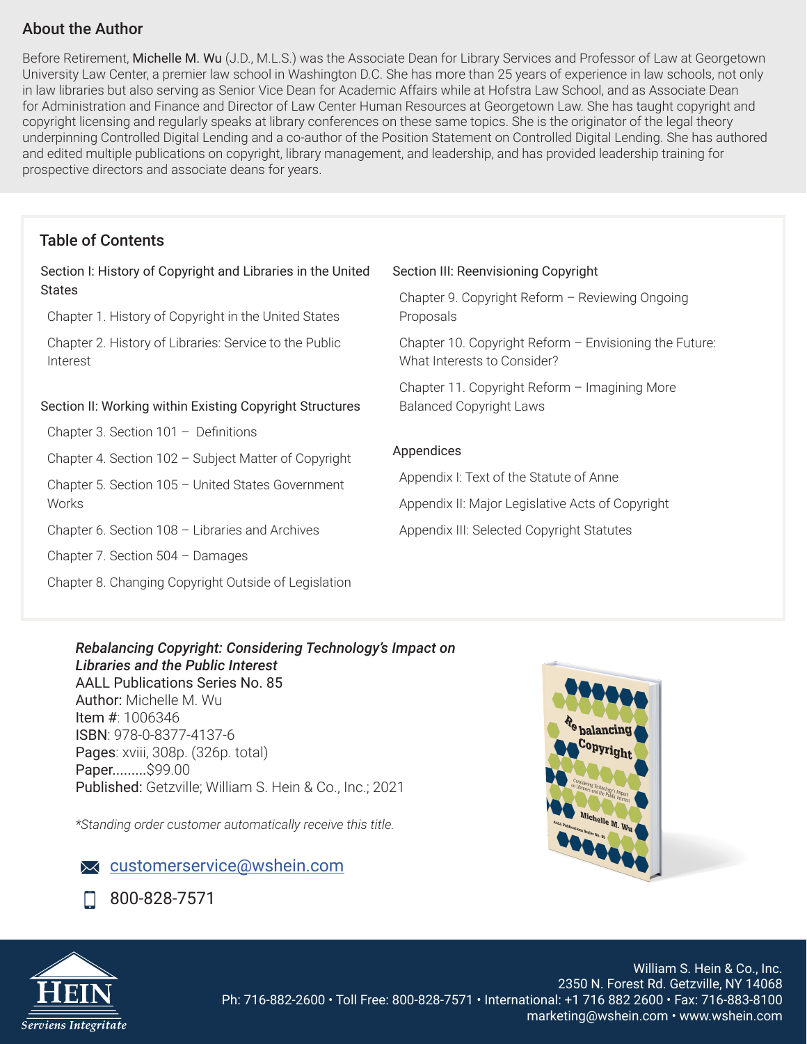## About the Author

Before Retirement, **Michelle M. Wu** (J.D., M.L.S.) was the Associate Dean for Library Services and Professor of Law at Georgetown University Law Center, a premier law school in Washington D.C. She has more than 25 years of experience in law schools, not only in law libraries but also serving as Senior Vice Dean for Academic Affairs while at Hofstra Law School, and as Associate Dean for Administration and Finance and Director of Law Center Human Resources at Georgetown Law. She has taught copyright and copyright licensing and regularly speaks at library conferences on these same topics. She is the originator of the legal theory underpinning Controlled Digital Lending and a co-author of the Position Statement on Controlled Digital Lending. She has authored and edited multiple publications on copyright, library management, and leadership, and has provided leadership training for prospective directors and associate deans for years.

## Table of Contents

**Section I: History of Copyright and Libraries in the United States**

- Chapter 1. History of Copyright in the United States
- Chapter 2. History of Libraries: Service to the Public Interest

**Section II: Working within Existing Copyright Structures**

- Chapter 3. Section 101 – Definitions
- Chapter 4. Section 102 – Subject Matter of Copyright
- Chapter 5. Section 105 – United States Government Works
- Chapter 6. Section 108 – Libraries and Archives
- Chapter 7. Section 504 – Damages
- Chapter 8. Changing Copyright Outside of Legislation

**Section III: Reenvisioning Copyright**

- Chapter 9. Copyright Reform – Reviewing Ongoing Proposals
- Chapter 10. Copyright Reform – Envisioning the Future: What Interests to Consider?
- Chapter 11. Copyright Reform – Imagining More Balanced Copyright Laws

**Appendices**

- Appendix I: Text of the Statute of Anne
- Appendix II: Major Legislative Acts of Copyright
- Appendix III: Selected Copyright Statutes

***Rebalancing Copyright: Considering Technology's Impact on Libraries and the Public Interest***
AALL Publications Series No. 85
**Author:** Michelle M. Wu
**Item #**: 1006346
**ISBN**: 978-0-8377-4137-6
**Pages**: xviii, 308p. (326p. total)
**Paper**.........$99.00
**Published:** Getzville; William S. Hein & Co., Inc.; 2021

*\*Standing order customer automatically receive this title.*

customerservice@wshein.com

800-828-7571

William S. Hein & Co., Inc.
2350 N. Forest Rd. Getzville, NY 14068
Ph: 716-882-2600 • Toll Free: 800-828-7571 • International: +1 716 882 2600 • Fax: 716-883-8100
marketing@wshein.com • www.wshein.com